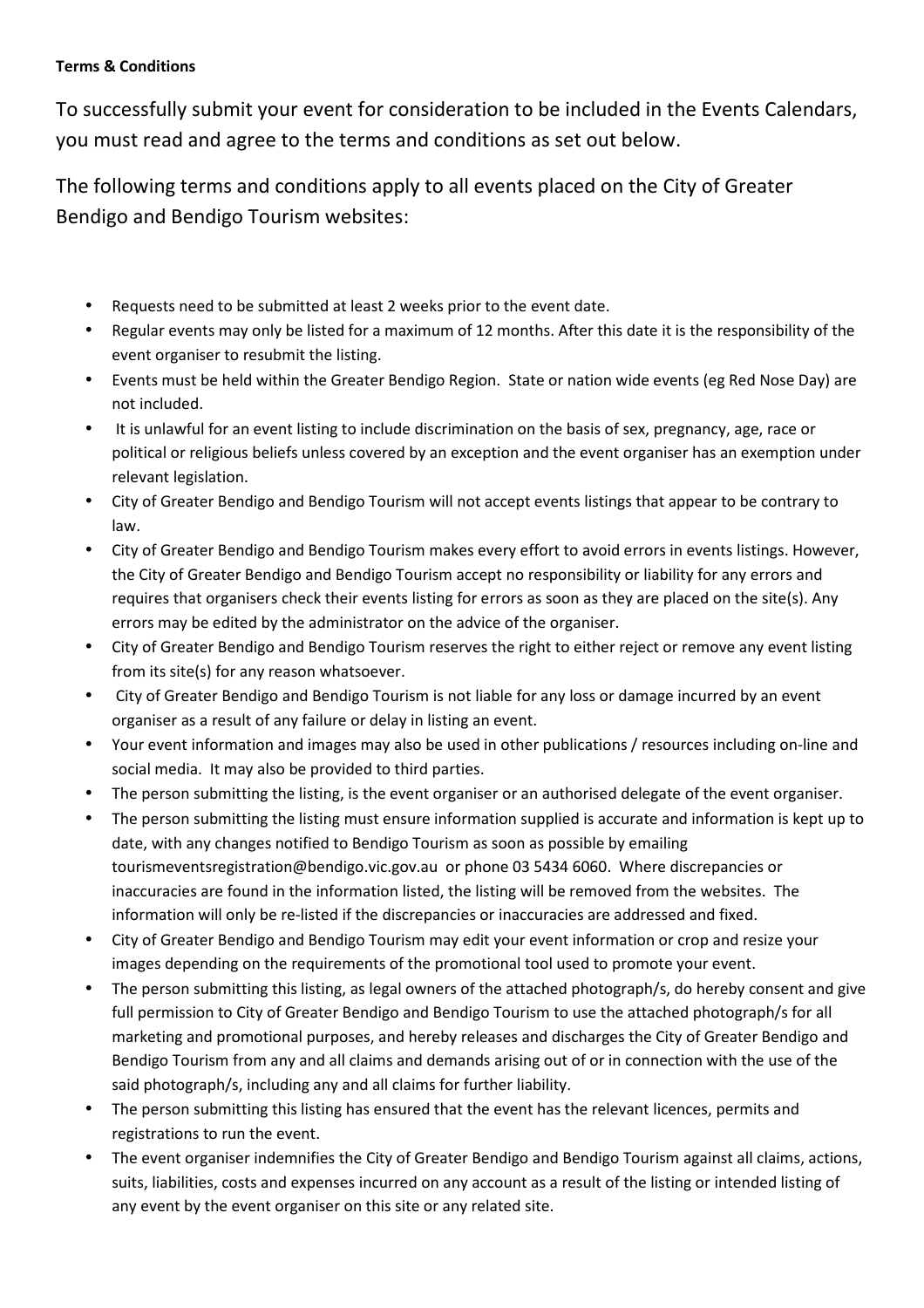**Terms & Conditions**

To successfully submit your event for consideration to be included in the Events Calendars, you must read and agree to the terms and conditions as set out below.

The following terms and conditions apply to all events placed on the City of Greater Bendigo and Bendigo Tourism websites:

- Requests need to be submitted at least 2 weeks prior to the event date.
- Regular events may only be listed for a maximum of 12 months. After this date it is the responsibility of the event organiser to resubmit the listing.
- Events must be held within the Greater Bendigo Region. State or nation wide events (eg Red Nose Day) are not included.
- It is unlawful for an event listing to include discrimination on the basis of sex, pregnancy, age, race or political or religious beliefs unless covered by an exception and the event organiser has an exemption under relevant legislation.
- City of Greater Bendigo and Bendigo Tourism will not accept events listings that appear to be contrary to law.
- City of Greater Bendigo and Bendigo Tourism makes every effort to avoid errors in events listings. However, the City of Greater Bendigo and Bendigo Tourism accept no responsibility or liability for any errors and requires that organisers check their events listing for errors as soon as they are placed on the site(s). Any errors may be edited by the administrator on the advice of the organiser.
- City of Greater Bendigo and Bendigo Tourism reserves the right to either reject or remove any event listing from its site(s) for any reason whatsoever.
- City of Greater Bendigo and Bendigo Tourism is not liable for any loss or damage incurred by an event organiser as a result of any failure or delay in listing an event.
- Your event information and images may also be used in other publications / resources including on-line and social media. It may also be provided to third parties.
- The person submitting the listing, is the event organiser or an authorised delegate of the event organiser.
- The person submitting the listing must ensure information supplied is accurate and information is kept up to date, with any changes notified to Bendigo Tourism as soon as possible by emailing tourismeventsregistration@bendigo.vic.gov.au or phone 03 5434 6060. Where discrepancies or inaccuracies are found in the information listed, the listing will be removed from the websites. The information will only be re-listed if the discrepancies or inaccuracies are addressed and fixed.
- City of Greater Bendigo and Bendigo Tourism may edit your event information or crop and resize your images depending on the requirements of the promotional tool used to promote your event.
- The person submitting this listing, as legal owners of the attached photograph/s, do hereby consent and give full permission to City of Greater Bendigo and Bendigo Tourism to use the attached photograph/s for all marketing and promotional purposes, and hereby releases and discharges the City of Greater Bendigo and Bendigo Tourism from any and all claims and demands arising out of or in connection with the use of the said photograph/s, including any and all claims for further liability.
- The person submitting this listing has ensured that the event has the relevant licences, permits and registrations to run the event.
- The event organiser indemnifies the City of Greater Bendigo and Bendigo Tourism against all claims, actions, suits, liabilities, costs and expenses incurred on any account as a result of the listing or intended listing of any event by the event organiser on this site or any related site.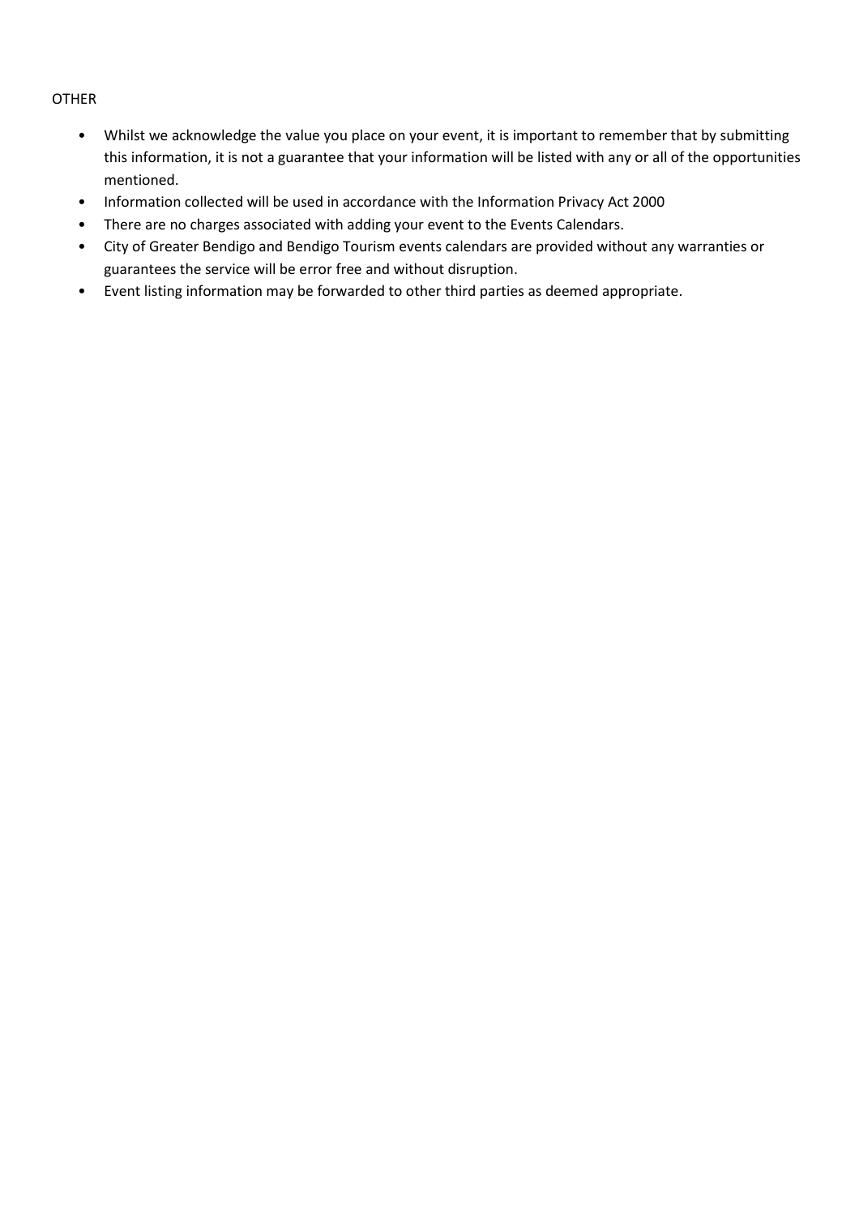OTHER

- Whilst we acknowledge the value you place on your event, it is important to remember that by submitting this information, it is not a guarantee that your information will be listed with any or all of the opportunities mentioned.
- Information collected will be used in accordance with the Information Privacy Act 2000
- There are no charges associated with adding your event to the Events Calendars.
- City of Greater Bendigo and Bendigo Tourism events calendars are provided without any warranties or guarantees the service will be error free and without disruption.
- Event listing information may be forwarded to other third parties as deemed appropriate.